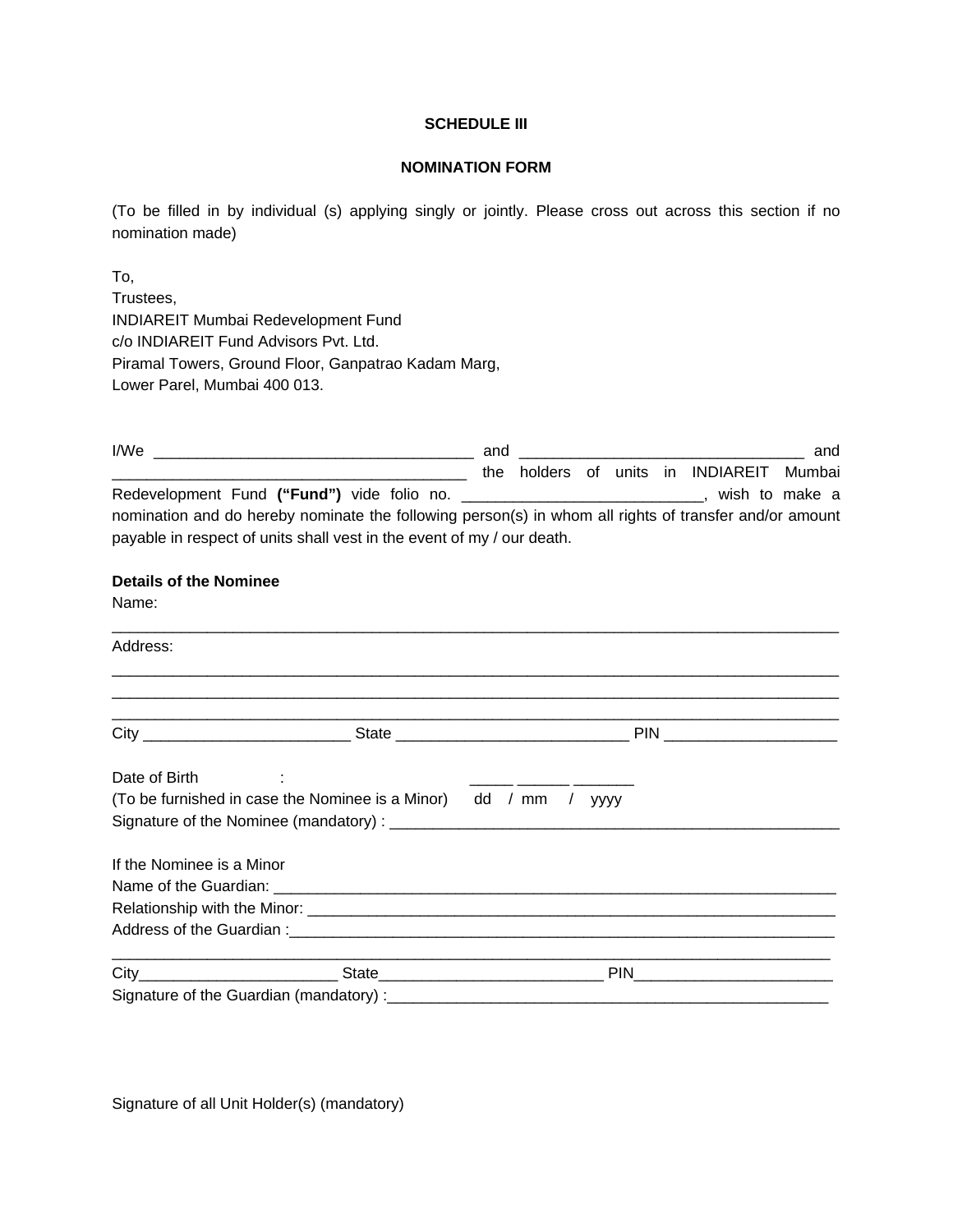**SCHEDULE III**

**NOMINATION FORM**

(To be filled in by individual (s) applying singly or jointly. Please cross out across this section if no nomination made)

To,
Trustees,
INDIAREIT Mumbai Redevelopment Fund
c/o INDIAREIT Fund Advisors Pvt. Ltd.
Piramal Towers, Ground Floor, Ganpatrao Kadam Marg,
Lower Parel, Mumbai 400 013.

I/We _____________________________________ and _________________________________ and _________________________________________ the holders of units in INDIAREIT Mumbai Redevelopment Fund **("Fund")** vide folio no. ___________________________, wish to make a nomination and do hereby nominate the following person(s) in whom all rights of transfer and/or amount payable in respect of units shall vest in the event of my / our death.

**Details of the Nominee**

Name:
_____________________________________________________________________________________

Address:
_____________________________________________________________________________________
_____________________________________________________________________________________
_____________________________________________________________________________________

City ________________________ State ___________________________ PIN ___________________

Date of Birth : _____ ______ _______
(To be furnished in case the Nominee is a Minor) dd / mm / yyyy

Signature of the Nominee (mandatory) : ______________________________________________________

If the Nominee is a Minor

Name of the Guardian: ____________________________________________________________________

Relationship with the Minor: _______________________________________________________________

Address of the Guardian :__________________________________________________________________
_____________________________________________________________________________________

City_______________________ State__________________________ PIN_______________________

Signature of the Guardian (mandatory) :______________________________________________________

Signature of all Unit Holder(s) (mandatory)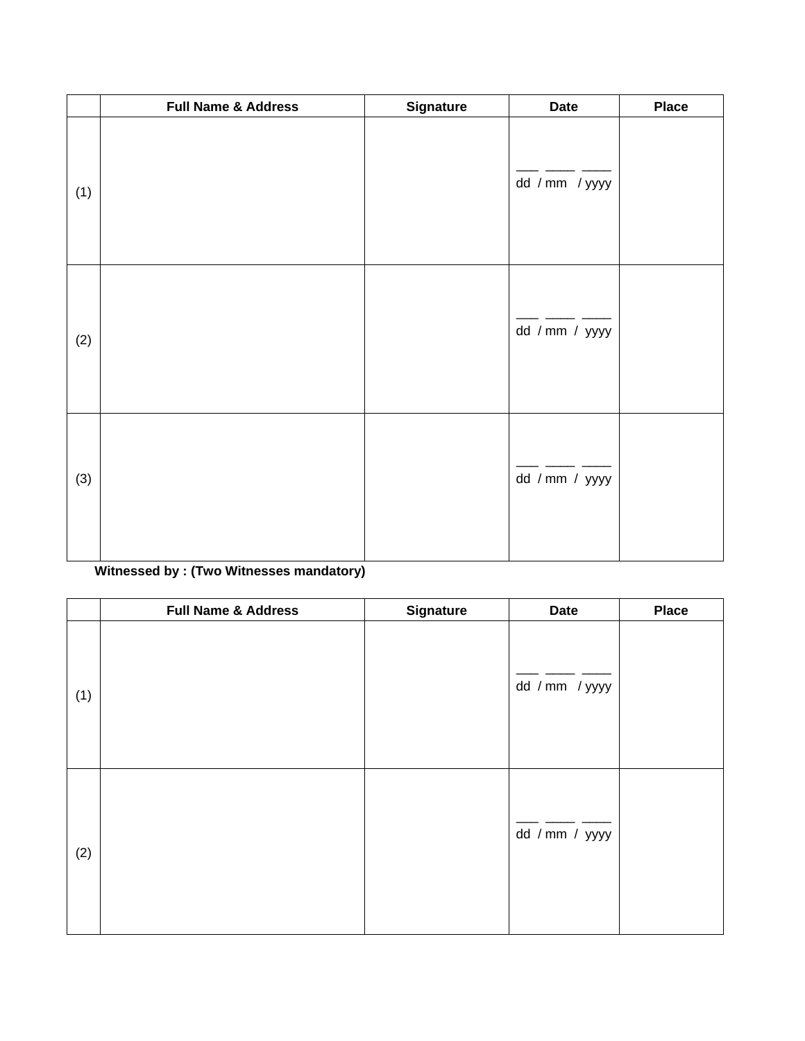|  | Full Name & Address | Signature | Date | Place |
|---|---|---|---|---|
| (1) |  |  | ___ ____ ____<br>dd / mm / yyyy |  |
| (2) |  |  | ___ ____ ____<br>dd / mm / yyyy |  |
| (3) |  |  | ___ ____ ____<br>dd / mm / yyyy |  |

**Witnessed by : (Two Witnesses mandatory)**

|  | Full Name & Address | Signature | Date | Place |
|---|---|---|---|---|
| (1) |  |  | ___ ____ ____<br>dd / mm / yyyy |  |
| (2) |  |  | ___ ____ ____<br>dd / mm / yyyy |  |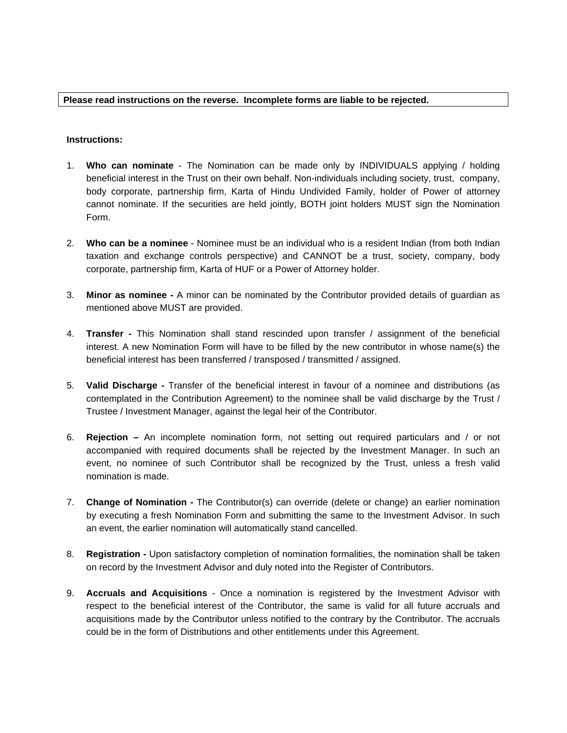**Please read instructions on the reverse. Incomplete forms are liable to be rejected.**

**Instructions:**

1. **Who can nominate** - The Nomination can be made only by INDIVIDUALS applying / holding beneficial interest in the Trust on their own behalf. Non-individuals including society, trust, company, body corporate, partnership firm, Karta of Hindu Undivided Family, holder of Power of attorney cannot nominate. If the securities are held jointly, BOTH joint holders MUST sign the Nomination Form.

2. **Who can be a nominee** - Nominee must be an individual who is a resident Indian (from both Indian taxation and exchange controls perspective) and CANNOT be a trust, society, company, body corporate, partnership firm, Karta of HUF or a Power of Attorney holder.

3. **Minor as nominee -** A minor can be nominated by the Contributor provided details of guardian as mentioned above MUST are provided.

4. **Transfer -** This Nomination shall stand rescinded upon transfer / assignment of the beneficial interest. A new Nomination Form will have to be filled by the new contributor in whose name(s) the beneficial interest has been transferred / transposed / transmitted / assigned.

5. **Valid Discharge -** Transfer of the beneficial interest in favour of a nominee and distributions (as contemplated in the Contribution Agreement) to the nominee shall be valid discharge by the Trust / Trustee / Investment Manager, against the legal heir of the Contributor.

6. **Rejection –** An incomplete nomination form, not setting out required particulars and / or not accompanied with required documents shall be rejected by the Investment Manager. In such an event, no nominee of such Contributor shall be recognized by the Trust, unless a fresh valid nomination is made.

7. **Change of Nomination -** The Contributor(s) can override (delete or change) an earlier nomination by executing a fresh Nomination Form and submitting the same to the Investment Advisor. In such an event, the earlier nomination will automatically stand cancelled.

8. **Registration -** Upon satisfactory completion of nomination formalities, the nomination shall be taken on record by the Investment Advisor and duly noted into the Register of Contributors.

9. **Accruals and Acquisitions** - Once a nomination is registered by the Investment Advisor with respect to the beneficial interest of the Contributor, the same is valid for all future accruals and acquisitions made by the Contributor unless notified to the contrary by the Contributor. The accruals could be in the form of Distributions and other entitlements under this Agreement.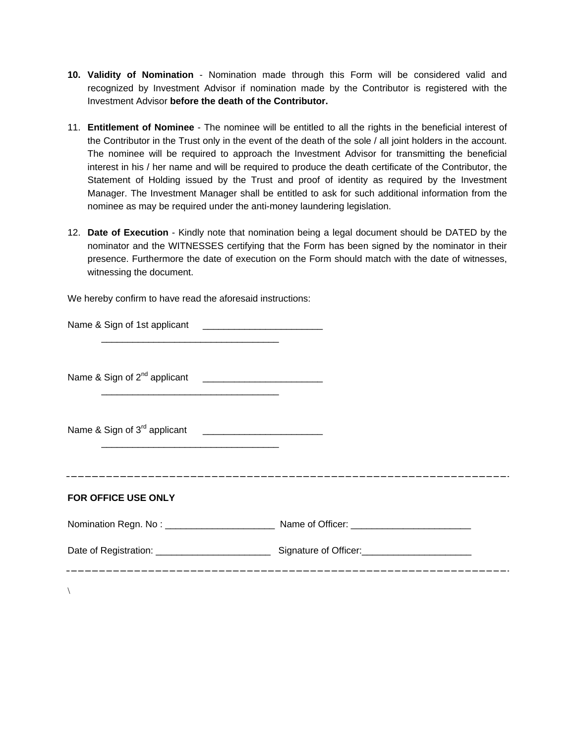10. **Validity of Nomination** - Nomination made through this Form will be considered valid and recognized by Investment Advisor if nomination made by the Contributor is registered with the Investment Advisor **before the death of the Contributor.**

11. **Entitlement of Nominee** - The nominee will be entitled to all the rights in the beneficial interest of the Contributor in the Trust only in the event of the death of the sole / all joint holders in the account. The nominee will be required to approach the Investment Advisor for transmitting the beneficial interest in his / her name and will be required to produce the death certificate of the Contributor, the Statement of Holding issued by the Trust and proof of identity as required by the Investment Manager. The Investment Manager shall be entitled to ask for such additional information from the nominee as may be required under the anti-money laundering legislation.

12. **Date of Execution** - Kindly note that nomination being a legal document should be DATED by the nominator and the WITNESSES certifying that the Form has been signed by the nominator in their presence. Furthermore the date of execution on the Form should match with the date of witnesses, witnessing the document.

We hereby confirm to have read the aforesaid instructions:

Name & Sign of 1st applicant ______________________

__________________________________

Name & Sign of 2nd applicant ______________________

__________________________________

Name & Sign of 3rd applicant ______________________

__________________________________

---

**FOR OFFICE USE ONLY**

Nomination Regn. No : ____________________ Name of Officer: ______________________

Date of Registration: _____________________ Signature of Officer:____________________

---

\